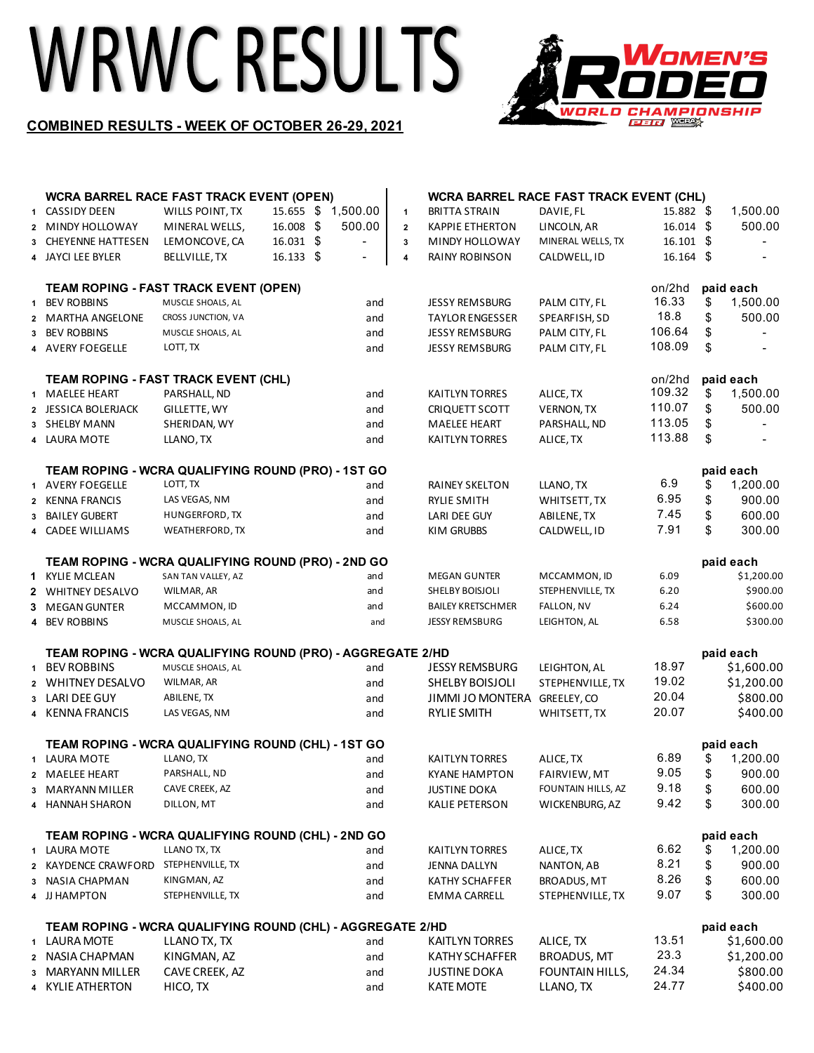# WRWC RESULTS

**COMBINED RESULTS - WEEK OF OCTOBER 26-29, 2021**

Women's Rodeo World Championship

### WCRA BARREL RACE FAST TRACK EVENT (OPEN)

| # | Name | Hometown | Time | Paid |
|---|---|---|---|---|
| 1 | CASSIDY DEEN | WILLS POINT, TX | 15.655 | $ 1,500.00 |
| 2 | MINDY HOLLOWAY | MINERAL WELLS, | 16.008 | $ 500.00 |
| 3 | CHEYENNE HATTESEN | LEMONCOVE, CA | 16.031 | $ - |
| 4 | JAYCI LEE BYLER | BELLVILLE, TX | 16.133 | $ - |

### WCRA BARREL RACE FAST TRACK EVENT (CHL)

| # | Name | Hometown | Time | Paid |
|---|---|---|---|---|
| 1 | BRITTA STRAIN | DAVIE, FL | 15.882 | $ 1,500.00 |
| 2 | KAPPIE ETHERTON | LINCOLN, AR | 16.014 | $ 500.00 |
| 3 | MINDY HOLLOWAY | MINERAL WELLS, TX | 16.101 | $ - |
| 4 | RAINY ROBINSON | CALDWELL, ID | 16.164 | $ - |

### TEAM ROPING - FAST TRACK EVENT (OPEN)

| # | Header | Hometown | | Heeler | Hometown | on/2hd | paid each |
|---|---|---|---|---|---|---|---|
| 1 | BEV ROBBINS | MUSCLE SHOALS, AL | and | JESSY REMSBURG | PALM CITY, FL | 16.33 | $ 1,500.00 |
| 2 | MARTHA ANGELONE | CROSS JUNCTION, VA | and | TAYLOR ENGESSER | SPEARFISH, SD | 18.8 | $ 500.00 |
| 3 | BEV ROBBINS | MUSCLE SHOALS, AL | and | JESSY REMSBURG | PALM CITY, FL | 106.64 | $ - |
| 4 | AVERY FOEGELLE | LOTT, TX | and | JESSY REMSBURG | PALM CITY, FL | 108.09 | $ - |

### TEAM ROPING - FAST TRACK EVENT (CHL)

| # | Header | Hometown | | Heeler | Hometown | on/2hd | paid each |
|---|---|---|---|---|---|---|---|
| 1 | MAELEE HEART | PARSHALL, ND | and | KAITLYN TORRES | ALICE, TX | 109.32 | $ 1,500.00 |
| 2 | JESSICA BOLERJACK | GILLETTE, WY | and | CRIQUETT SCOTT | VERNON, TX | 110.07 | $ 500.00 |
| 3 | SHELBY MANN | SHERIDAN, WY | and | MAELEE HEART | PARSHALL, ND | 113.05 | $ - |
| 4 | LAURA MOTE | LLANO, TX | and | KAITLYN TORRES | ALICE, TX | 113.88 | $ - |

### TEAM ROPING - WCRA QUALIFYING ROUND (PRO) - 1ST GO

| # | Header | Hometown | | Heeler | Hometown | Time | paid each |
|---|---|---|---|---|---|---|---|
| 1 | AVERY FOEGELLE | LOTT, TX | and | RAINEY SKELTON | LLANO, TX | 6.9 | $ 1,200.00 |
| 2 | KENNA FRANCIS | LAS VEGAS, NM | and | RYLIE SMITH | WHITSETT, TX | 6.95 | $ 900.00 |
| 3 | BAILEY GUBERT | HUNGERFORD, TX | and | LARI DEE GUY | ABILENE, TX | 7.45 | $ 600.00 |
| 4 | CADEE WILLIAMS | WEATHERFORD, TX | and | KIM GRUBBS | CALDWELL, ID | 7.91 | $ 300.00 |

### TEAM ROPING - WCRA QUALIFYING ROUND (PRO) - 2ND GO

| # | Header | Hometown | | Heeler | Hometown | Time | paid each |
|---|---|---|---|---|---|---|---|
| 1 | KYLIE MCLEAN | SAN TAN VALLEY, AZ | and | MEGAN GUNTER | MCCAMMON, ID | 6.09 | $1,200.00 |
| 2 | WHITNEY DESALVO | WILMAR, AR | and | SHELBY BOISJOLI | STEPHENVILLE, TX | 6.20 | $900.00 |
| 3 | MEGAN GUNTER | MCCAMMON, ID | and | BAILEY KRETSCHMER | FALLON, NV | 6.24 | $600.00 |
| 4 | BEV ROBBINS | MUSCLE SHOALS, AL | and | JESSY REMSBURG | LEIGHTON, AL | 6.58 | $300.00 |

### TEAM ROPING - WCRA QUALIFYING ROUND (PRO) - AGGREGATE 2/HD

| # | Header | Hometown | | Heeler | Hometown | Time | paid each |
|---|---|---|---|---|---|---|---|
| 1 | BEV ROBBINS | MUSCLE SHOALS, AL | and | JESSY REMSBURG | LEIGHTON, AL | 18.97 | $1,600.00 |
| 2 | WHITNEY DESALVO | WILMAR, AR | and | SHELBY BOISJOLI | STEPHENVILLE, TX | 19.02 | $1,200.00 |
| 3 | LARI DEE GUY | ABILENE, TX | and | JIMMI JO MONTERA | GREELEY, CO | 20.04 | $800.00 |
| 4 | KENNA FRANCIS | LAS VEGAS, NM | and | RYLIE SMITH | WHITSETT, TX | 20.07 | $400.00 |

### TEAM ROPING - WCRA QUALIFYING ROUND (CHL) - 1ST GO

| # | Header | Hometown | | Heeler | Hometown | Time | paid each |
|---|---|---|---|---|---|---|---|
| 1 | LAURA MOTE | LLANO, TX | and | KAITLYN TORRES | ALICE, TX | 6.89 | $ 1,200.00 |
| 2 | MAELEE HEART | PARSHALL, ND | and | KYANE HAMPTON | FAIRVIEW, MT | 9.05 | $ 900.00 |
| 3 | MARYANN MILLER | CAVE CREEK, AZ | and | JUSTINE DOKA | FOUNTAIN HILLS, AZ | 9.18 | $ 600.00 |
| 4 | HANNAH SHARON | DILLON, MT | and | KALIE PETERSON | WICKENBURG, AZ | 9.42 | $ 300.00 |

### TEAM ROPING - WCRA QUALIFYING ROUND (CHL) - 2ND GO

| # | Header | Hometown | | Heeler | Hometown | Time | paid each |
|---|---|---|---|---|---|---|---|
| 1 | LAURA MOTE | LLANO TX, TX | and | KAITLYN TORRES | ALICE, TX | 6.62 | $ 1,200.00 |
| 2 | KAYDENCE CRAWFORD | STEPHENVILLE, TX | and | JENNA DALLYN | NANTON, AB | 8.21 | $ 900.00 |
| 3 | NASIA CHAPMAN | KINGMAN, AZ | and | KATHY SCHAFFER | BROADUS, MT | 8.26 | $ 600.00 |
| 4 | JJ HAMPTON | STEPHENVILLE, TX | and | EMMA CARRELL | STEPHENVILLE, TX | 9.07 | $ 300.00 |

### TEAM ROPING - WCRA QUALIFYING ROUND (CHL) - AGGREGATE 2/HD

| # | Header | Hometown | | Heeler | Hometown | Time | paid each |
|---|---|---|---|---|---|---|---|
| 1 | LAURA MOTE | LLANO TX, TX | and | KAITLYN TORRES | ALICE, TX | 13.51 | $1,600.00 |
| 2 | NASIA CHAPMAN | KINGMAN, AZ | and | KATHY SCHAFFER | BROADUS, MT | 23.3 | $1,200.00 |
| 3 | MARYANN MILLER | CAVE CREEK, AZ | and | JUSTINE DOKA | FOUNTAIN HILLS, | 24.34 | $800.00 |
| 4 | KYLIE ATHERTON | HICO, TX | and | KATE MOTE | LLANO, TX | 24.77 | $400.00 |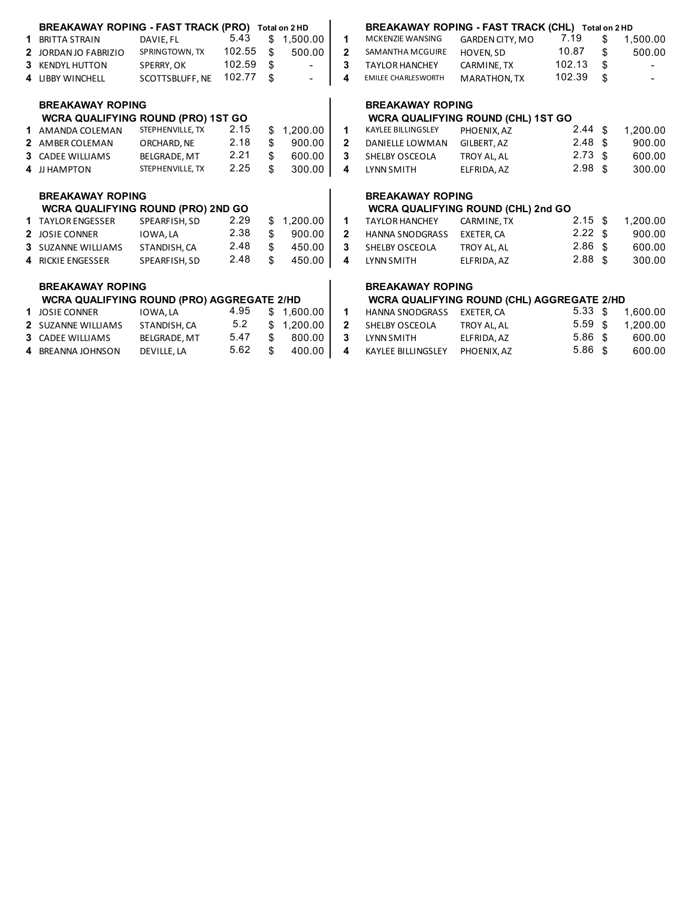## BREAKAWAY ROPING - FAST TRACK (PRO) Total on 2 HD

| | | | | |
|---|---|---|---|---|
| 1 | BRITTA STRAIN | DAVIE, FL | 5.43 | $ 1,500.00 |
| 2 | JORDAN JO FABRIZIO | SPRINGTOWN, TX | 102.55 | $ 500.00 |
| 3 | KENDYL HUTTON | SPERRY, OK | 102.59 | $ - |
| 4 | LIBBY WINCHELL | SCOTTSBLUFF, NE | 102.77 | $ - |

## BREAKAWAY ROPING - FAST TRACK (CHL) Total on 2 HD

| | | | | |
|---|---|---|---|---|
| 1 | MCKENZIE WANSING | GARDEN CITY, MO | 7.19 | $ 1,500.00 |
| 2 | SAMANTHA MCGUIRE | HOVEN, SD | 10.87 | $ 500.00 |
| 3 | TAYLOR HANCHEY | CARMINE, TX | 102.13 | $ - |
| 4 | EMILEE CHARLESWORTH | MARATHON, TX | 102.39 | $ - |

## BREAKAWAY ROPING
### WCRA QUALIFYING ROUND (PRO) 1ST GO

| | | | | |
|---|---|---|---|---|
| 1 | AMANDA COLEMAN | STEPHENVILLE, TX | 2.15 | $ 1,200.00 |
| 2 | AMBER COLEMAN | ORCHARD, NE | 2.18 | $ 900.00 |
| 3 | CADEE WILLIAMS | BELGRADE, MT | 2.21 | $ 600.00 |
| 4 | JJ HAMPTON | STEPHENVILLE, TX | 2.25 | $ 300.00 |

## BREAKAWAY ROPING
### WCRA QUALIFYING ROUND (CHL) 1ST GO

| | | | | |
|---|---|---|---|---|
| 1 | KAYLEE BILLINGSLEY | PHOENIX, AZ | 2.44 | $ 1,200.00 |
| 2 | DANIELLE LOWMAN | GILBERT, AZ | 2.48 | $ 900.00 |
| 3 | SHELBY OSCEOLA | TROY AL, AL | 2.73 | $ 600.00 |
| 4 | LYNN SMITH | ELFRIDA, AZ | 2.98 | $ 300.00 |

## BREAKAWAY ROPING
### WCRA QUALIFYING ROUND (PRO) 2ND GO

| | | | | |
|---|---|---|---|---|
| 1 | TAYLOR ENGESSER | SPEARFISH, SD | 2.29 | $ 1,200.00 |
| 2 | JOSIE CONNER | IOWA, LA | 2.38 | $ 900.00 |
| 3 | SUZANNE WILLIAMS | STANDISH, CA | 2.48 | $ 450.00 |
| 4 | RICKIE ENGESSER | SPEARFISH, SD | 2.48 | $ 450.00 |

## BREAKAWAY ROPING
### WCRA QUALIFYING ROUND (CHL) 2nd GO

| | | | | |
|---|---|---|---|---|
| 1 | TAYLOR HANCHEY | CARMINE, TX | 2.15 | $ 1,200.00 |
| 2 | HANNA SNODGRASS | EXETER, CA | 2.22 | $ 900.00 |
| 3 | SHELBY OSCEOLA | TROY AL, AL | 2.86 | $ 600.00 |
| 4 | LYNN SMITH | ELFRIDA, AZ | 2.88 | $ 300.00 |

## BREAKAWAY ROPING
### WCRA QUALIFYING ROUND (PRO) AGGREGATE 2/HD

| | | | | |
|---|---|---|---|---|
| 1 | JOSIE CONNER | IOWA, LA | 4.95 | $ 1,600.00 |
| 2 | SUZANNE WILLIAMS | STANDISH, CA | 5.2 | $ 1,200.00 |
| 3 | CADEE WILLIAMS | BELGRADE, MT | 5.47 | $ 800.00 |
| 4 | BREANNA JOHNSON | DEVILLE, LA | 5.62 | $ 400.00 |

## BREAKAWAY ROPING
### WCRA QUALIFYING ROUND (CHL) AGGREGATE 2/HD

| | | | | |
|---|---|---|---|---|
| 1 | HANNA SNODGRASS | EXETER, CA | 5.33 | $ 1,600.00 |
| 2 | SHELBY OSCEOLA | TROY AL, AL | 5.59 | $ 1,200.00 |
| 3 | LYNN SMITH | ELFRIDA, AZ | 5.86 | $ 600.00 |
| 4 | KAYLEE BILLINGSLEY | PHOENIX, AZ | 5.86 | $ 600.00 |